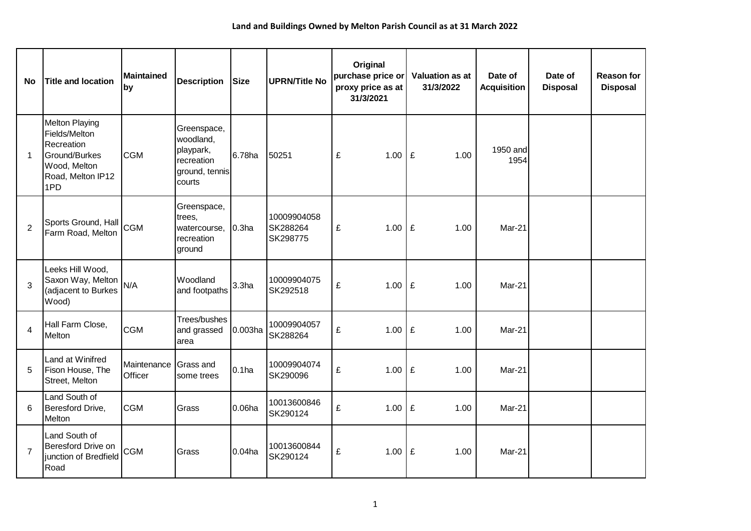# Land and Buildings Owned by Melton Parish Council as at 31 March 2022

| No | Title and location | Maintained by | Description | Size | UPRN/Title No | Original purchase price or proxy price as at 31/3/2021 | Valuation as at 31/3/2022 | Date of Acquisition | Date of Disposal | Reason for Disposal |
|---|---|---|---|---|---|---|---|---|---|---|
| 1 | Melton Playing Fields/Melton Recreation Ground/Burkes Wood, Melton Road, Melton IP12 1PD | CGM | Greenspace, woodland, playpark, recreation ground, tennis courts | 6.78ha | 50251 | £ 1.00 | £ 1.00 | 1950 and 1954 | | |
| 2 | Sports Ground, Hall Farm Road, Melton | CGM | Greenspace, trees, watercourse, recreation ground | 0.3ha | 10009904058 SK288264 SK298775 | £ 1.00 | £ 1.00 | Mar-21 | | |
| 3 | Leeks Hill Wood, Saxon Way, Melton (adjacent to Burkes Wood) | N/A | Woodland and footpaths | 3.3ha | 10009904075 SK292518 | £ 1.00 | £ 1.00 | Mar-21 | | |
| 4 | Hall Farm Close, Melton | CGM | Trees/bushes and grassed area | 0.003ha | 10009904057 SK288264 | £ 1.00 | £ 1.00 | Mar-21 | | |
| 5 | Land at Winifred Fison House, The Street, Melton | Maintenance Officer | Grass and some trees | 0.1ha | 10009904074 SK290096 | £ 1.00 | £ 1.00 | Mar-21 | | |
| 6 | Land South of Beresford Drive, Melton | CGM | Grass | 0.06ha | 10013600846 SK290124 | £ 1.00 | £ 1.00 | Mar-21 | | |
| 7 | Land South of Beresford Drive on junction of Bredfield Road | CGM | Grass | 0.04ha | 10013600844 SK290124 | £ 1.00 | £ 1.00 | Mar-21 | | |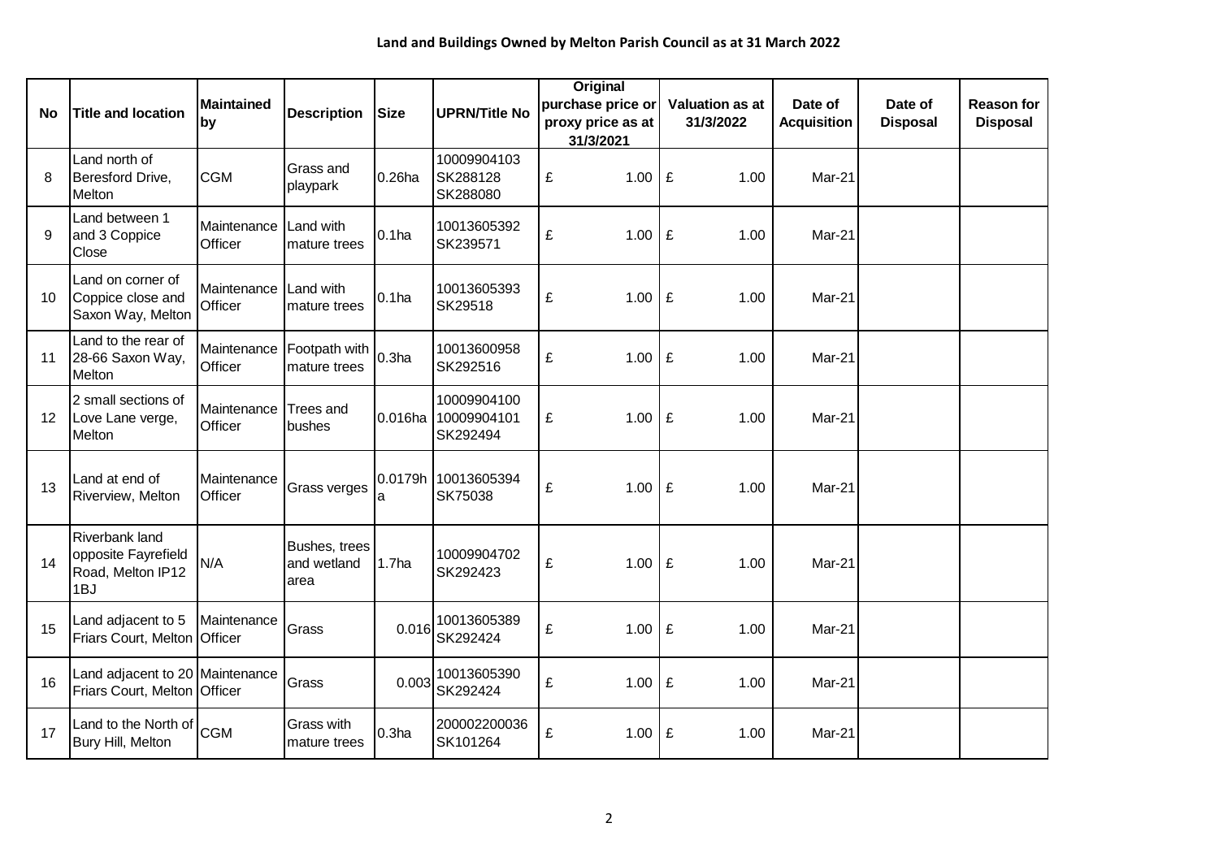# Land and Buildings Owned by Melton Parish Council as at 31 March 2022

| No | Title and location | Maintained by | Description | Size | UPRN/Title No | Original purchase price or proxy price as at 31/3/2021 | Valuation as at 31/3/2022 | Date of Acquisition | Date of Disposal | Reason for Disposal |
|---|---|---|---|---|---|---|---|---|---|---|
| 8 | Land north of Beresford Drive, Melton | CGM | Grass and playpark | 0.26ha | 10009904103 SK288128 SK288080 | £ 1.00 | £ 1.00 | Mar-21 | | |
| 9 | Land between 1 and 3 Coppice Close | Maintenance Officer | Land with mature trees | 0.1ha | 10013605392 SK239571 | £ 1.00 | £ 1.00 | Mar-21 | | |
| 10 | Land on corner of Coppice close and Saxon Way, Melton | Maintenance Officer | Land with mature trees | 0.1ha | 10013605393 SK29518 | £ 1.00 | £ 1.00 | Mar-21 | | |
| 11 | Land to the rear of 28-66 Saxon Way, Melton | Maintenance Officer | Footpath with mature trees | 0.3ha | 10013600958 SK292516 | £ 1.00 | £ 1.00 | Mar-21 | | |
| 12 | 2 small sections of Love Lane verge, Melton | Maintenance Officer | Trees and bushes | 0.016ha | 10009904100 10009904101 SK292494 | £ 1.00 | £ 1.00 | Mar-21 | | |
| 13 | Land at end of Riverview, Melton | Maintenance Officer | Grass verges | 0.0179ha | 10013605394 SK75038 | £ 1.00 | £ 1.00 | Mar-21 | | |
| 14 | Riverbank land opposite Fayrefield Road, Melton IP12 1BJ | N/A | Bushes, trees and wetland area | 1.7ha | 10009904702 SK292423 | £ 1.00 | £ 1.00 | Mar-21 | | |
| 15 | Land adjacent to 5 Friars Court, Melton | Maintenance Officer | Grass | 0.016 | 10013605389 SK292424 | £ 1.00 | £ 1.00 | Mar-21 | | |
| 16 | Land adjacent to 20 Friars Court, Melton | Maintenance Officer | Grass | 0.003 | 10013605390 SK292424 | £ 1.00 | £ 1.00 | Mar-21 | | |
| 17 | Land to the North of Bury Hill, Melton | CGM | Grass with mature trees | 0.3ha | 200002200036 SK101264 | £ 1.00 | £ 1.00 | Mar-21 | | |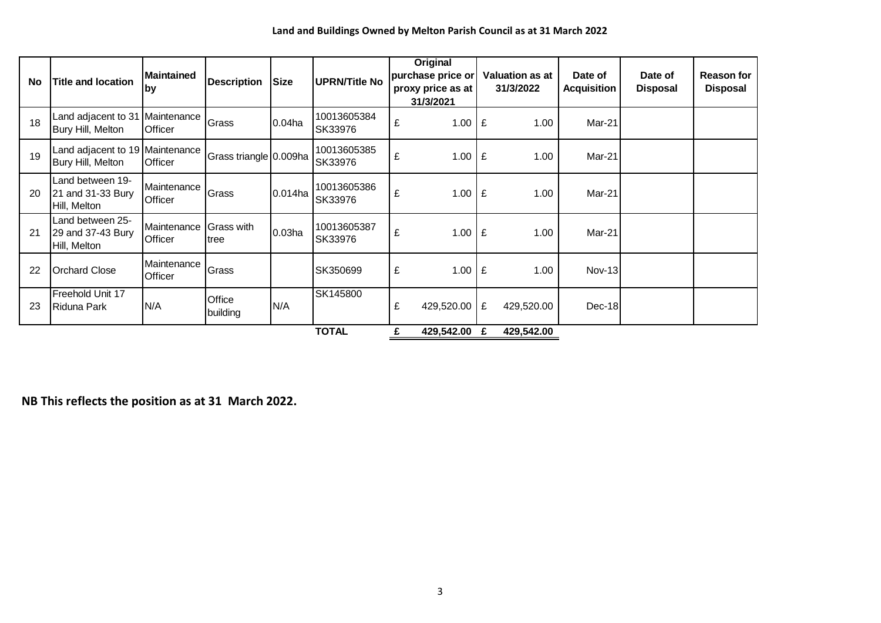**Land and Buildings Owned by Melton Parish Council as at 31 March 2022**

| No | Title and location | Maintained by | Description | Size | UPRN/Title No | Original purchase price or proxy price as at 31/3/2021 | Valuation as at 31/3/2022 | Date of Acquisition | Date of Disposal | Reason for Disposal |
|---|---|---|---|---|---|---|---|---|---|---|
| 18 | Land adjacent to 31 Bury Hill, Melton | Maintenance Officer | Grass | 0.04ha | 10013605384 SK33976 | £ 1.00 | £ 1.00 | Mar-21 | | |
| 19 | Land adjacent to 19 Bury Hill, Melton | Maintenance Officer | Grass triangle | 0.009ha | 10013605385 SK33976 | £ 1.00 | £ 1.00 | Mar-21 | | |
| 20 | Land between 19-21 and 31-33 Bury Hill, Melton | Maintenance Officer | Grass | 0.014ha | 10013605386 SK33976 | £ 1.00 | £ 1.00 | Mar-21 | | |
| 21 | Land between 25-29 and 37-43 Bury Hill, Melton | Maintenance Officer | Grass with tree | 0.03ha | 10013605387 SK33976 | £ 1.00 | £ 1.00 | Mar-21 | | |
| 22 | Orchard Close | Maintenance Officer | Grass | | SK350699 | £ 1.00 | £ 1.00 | Nov-13 | | |
| 23 | Freehold Unit 17 Riduna Park | N/A | Office building | N/A | SK145800 | £ 429,520.00 | £ 429,520.00 | Dec-18 | | |
| | | | | | **TOTAL** | **£ 429,542.00** | **£ 429,542.00** | | | |

**NB This reflects the position as at 31 March 2022.**